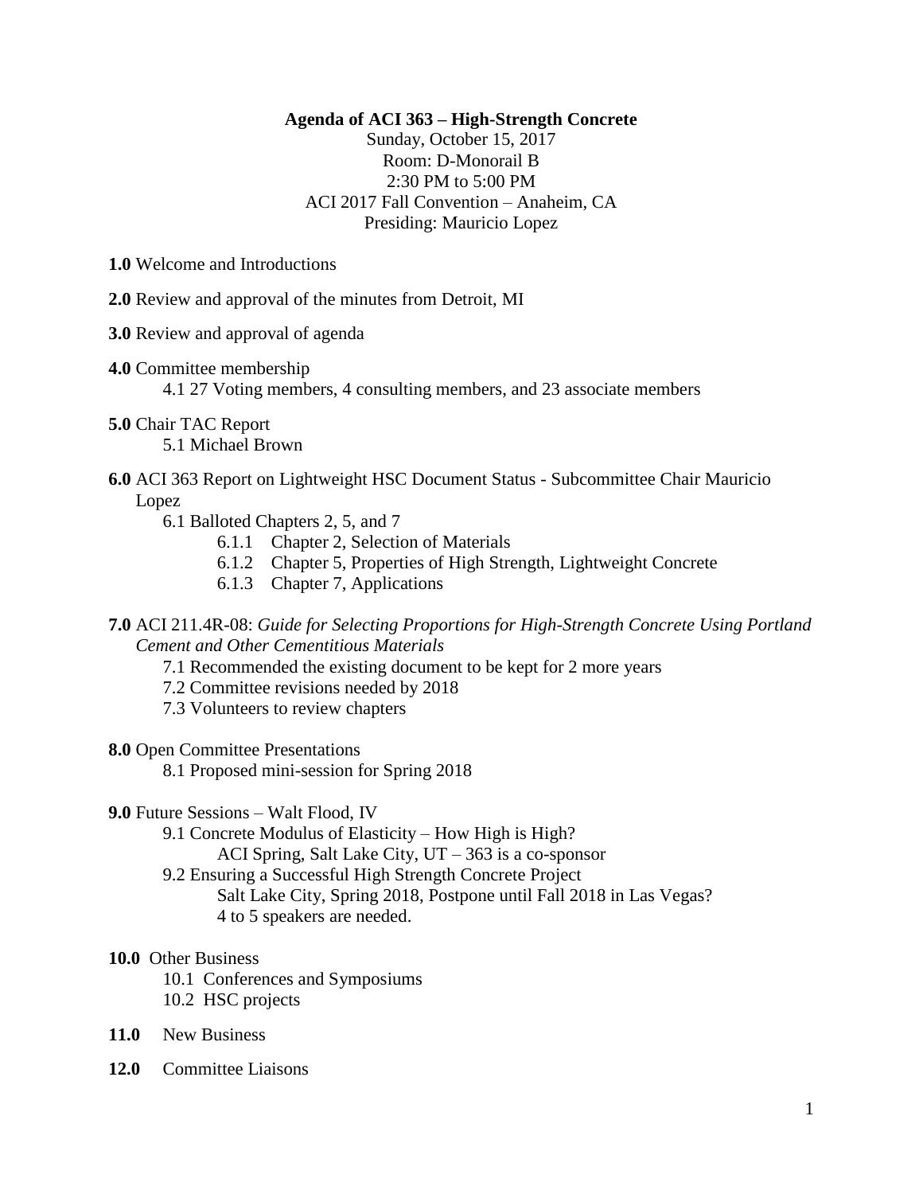**Agenda of ACI 363 – High-Strength Concrete**

Sunday, October 15, 2017
Room: D-Monorail B
2:30 PM to 5:00 PM
ACI 2017 Fall Convention – Anaheim, CA
Presiding: Mauricio Lopez

**1.0** Welcome and Introductions

**2.0** Review and approval of the minutes from Detroit, MI

**3.0** Review and approval of agenda

**4.0** Committee membership

- 4.1 27 Voting members, 4 consulting members, and 23 associate members

**5.0** Chair TAC Report

- 5.1 Michael Brown

**6.0** ACI 363 Report on Lightweight HSC Document Status - Subcommittee Chair Mauricio Lopez

- 6.1 Balloted Chapters 2, 5, and 7
  - 6.1.1 Chapter 2, Selection of Materials
  - 6.1.2 Chapter 5, Properties of High Strength, Lightweight Concrete
  - 6.1.3 Chapter 7, Applications

**7.0** ACI 211.4R-08: *Guide for Selecting Proportions for High-Strength Concrete Using Portland Cement and Other Cementitious Materials*

- 7.1 Recommended the existing document to be kept for 2 more years
- 7.2 Committee revisions needed by 2018
- 7.3 Volunteers to review chapters

**8.0** Open Committee Presentations

- 8.1 Proposed mini-session for Spring 2018

**9.0** Future Sessions – Walt Flood, IV

- 9.1 Concrete Modulus of Elasticity – How High is High?
  ACI Spring, Salt Lake City, UT – 363 is a co-sponsor
- 9.2 Ensuring a Successful High Strength Concrete Project
  Salt Lake City, Spring 2018, Postpone until Fall 2018 in Las Vegas?
  4 to 5 speakers are needed.

**10.0** Other Business

- 10.1 Conferences and Symposiums
- 10.2 HSC projects

**11.0** New Business

**12.0** Committee Liaisons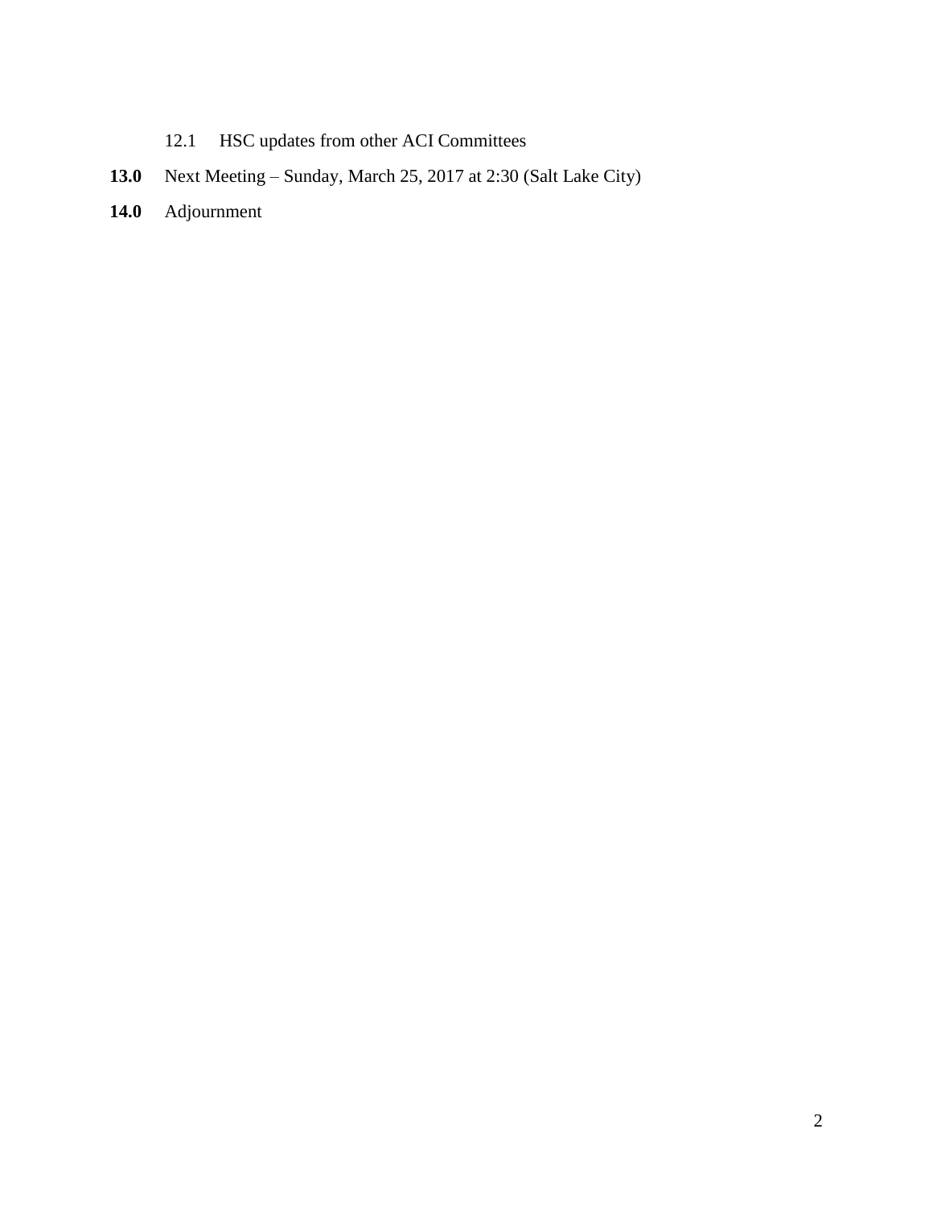12.1 HSC updates from other ACI Committees

**13.0** Next Meeting – Sunday, March 25, 2017 at 2:30 (Salt Lake City)

**14.0** Adjournment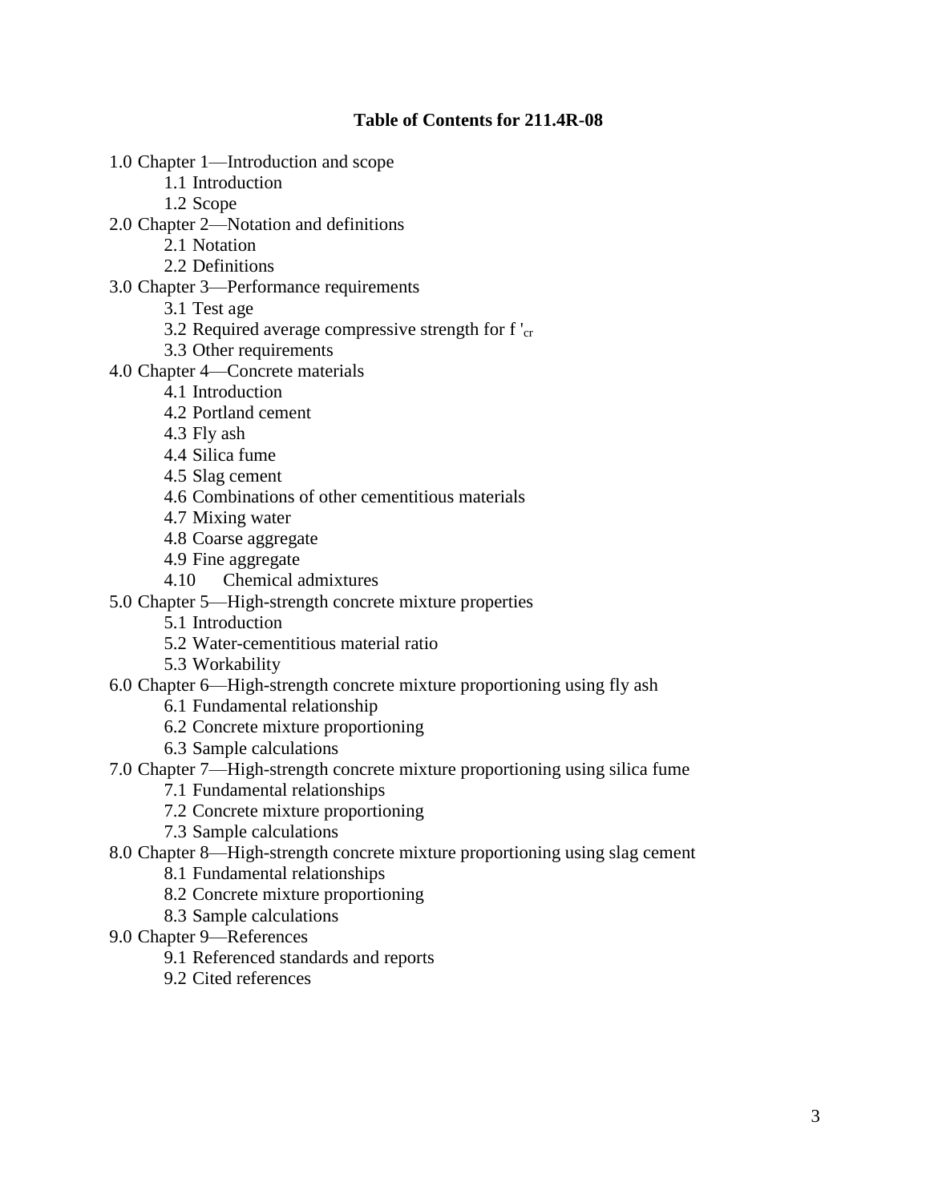**Table of Contents for 211.4R-08**

- 1.0 Chapter 1—Introduction and scope
  - 1.1 Introduction
  - 1.2 Scope
- 2.0 Chapter 2—Notation and definitions
  - 2.1 Notation
  - 2.2 Definitions
- 3.0 Chapter 3—Performance requirements
  - 3.1 Test age
  - 3.2 Required average compressive strength for $f'_{cr}$
  - 3.3 Other requirements
- 4.0 Chapter 4—Concrete materials
  - 4.1 Introduction
  - 4.2 Portland cement
  - 4.3 Fly ash
  - 4.4 Silica fume
  - 4.5 Slag cement
  - 4.6 Combinations of other cementitious materials
  - 4.7 Mixing water
  - 4.8 Coarse aggregate
  - 4.9 Fine aggregate
  - 4.10 Chemical admixtures
- 5.0 Chapter 5—High-strength concrete mixture properties
  - 5.1 Introduction
  - 5.2 Water-cementitious material ratio
  - 5.3 Workability
- 6.0 Chapter 6—High-strength concrete mixture proportioning using fly ash
  - 6.1 Fundamental relationship
  - 6.2 Concrete mixture proportioning
  - 6.3 Sample calculations
- 7.0 Chapter 7—High-strength concrete mixture proportioning using silica fume
  - 7.1 Fundamental relationships
  - 7.2 Concrete mixture proportioning
  - 7.3 Sample calculations
- 8.0 Chapter 8—High-strength concrete mixture proportioning using slag cement
  - 8.1 Fundamental relationships
  - 8.2 Concrete mixture proportioning
  - 8.3 Sample calculations
- 9.0 Chapter 9—References
  - 9.1 Referenced standards and reports
  - 9.2 Cited references